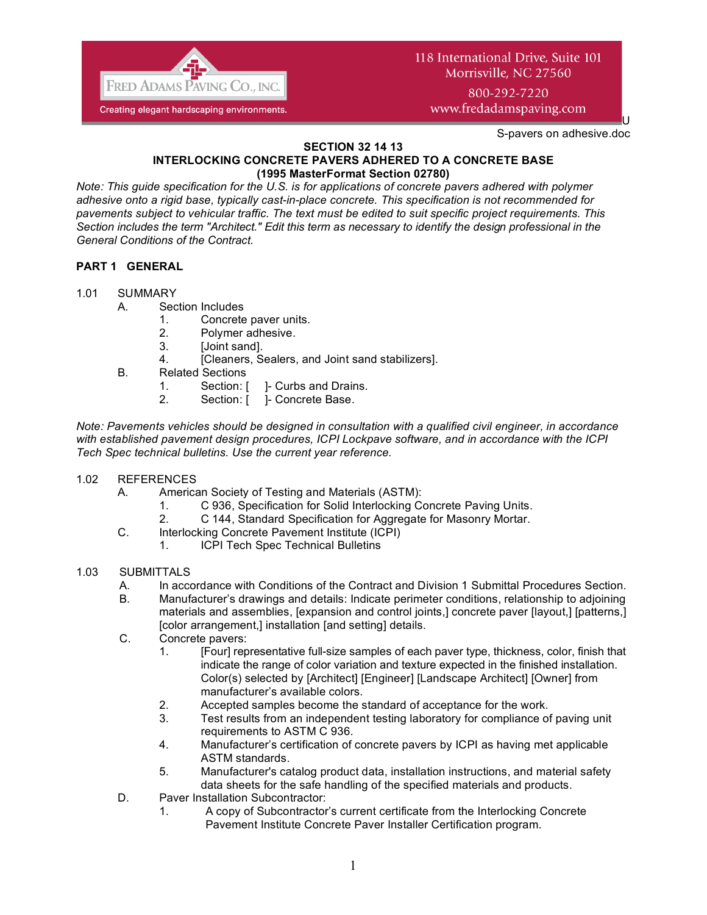118 International Drive, Suite 101
Morrisville, NC 27560
800-292-7220
www.fredadamspaving.com

FRED ADAMS PAVING CO., INC.
Creating elegant hardscaping environments.

U
S-pavers on adhesive.doc

# SECTION 32 14 13
## INTERLOCKING CONCRETE PAVERS ADHERED TO A CONCRETE BASE
### (1995 MasterFormat Section 02780)

*Note: This guide specification for the U.S. is for applications of concrete pavers adhered with polymer adhesive onto a rigid base, typically cast-in-place concrete. This specification is not recommended for pavements subject to vehicular traffic. The text must be edited to suit specific project requirements. This Section includes the term "Architect." Edit this term as necessary to identify the design professional in the General Conditions of the Contract.*

## PART 1 GENERAL

1.01 SUMMARY

- A. Section Includes
  1. Concrete paver units.
  2. Polymer adhesive.
  3. [Joint sand].
  4. [Cleaners, Sealers, and Joint sand stabilizers].
- B. Related Sections
  1. Section: [ ]- Curbs and Drains.
  2. Section: [ ]- Concrete Base.

*Note: Pavements vehicles should be designed in consultation with a qualified civil engineer, in accordance with established pavement design procedures, ICPI Lockpave software, and in accordance with the ICPI Tech Spec technical bulletins. Use the current year reference.*

1.02 REFERENCES

- A. American Society of Testing and Materials (ASTM):
  1. C 936, Specification for Solid Interlocking Concrete Paving Units.
  2. C 144, Standard Specification for Aggregate for Masonry Mortar.
- C. Interlocking Concrete Pavement Institute (ICPI)
  1. ICPI Tech Spec Technical Bulletins

1.03 SUBMITTALS

- A. In accordance with Conditions of the Contract and Division 1 Submittal Procedures Section.
- B. Manufacturer's drawings and details: Indicate perimeter conditions, relationship to adjoining materials and assemblies, [expansion and control joints,] concrete paver [layout,] [patterns,] [color arrangement,] installation [and setting] details.
- C. Concrete pavers:
  1. [Four] representative full-size samples of each paver type, thickness, color, finish that indicate the range of color variation and texture expected in the finished installation. Color(s) selected by [Architect] [Engineer] [Landscape Architect] [Owner] from manufacturer's available colors.
  2. Accepted samples become the standard of acceptance for the work.
  3. Test results from an independent testing laboratory for compliance of paving unit requirements to ASTM C 936.
  4. Manufacturer's certification of concrete pavers by ICPI as having met applicable ASTM standards.
  5. Manufacturer's catalog product data, installation instructions, and material safety data sheets for the safe handling of the specified materials and products.
- D. Paver Installation Subcontractor:
  1. A copy of Subcontractor's current certificate from the Interlocking Concrete Pavement Institute Concrete Paver Installer Certification program.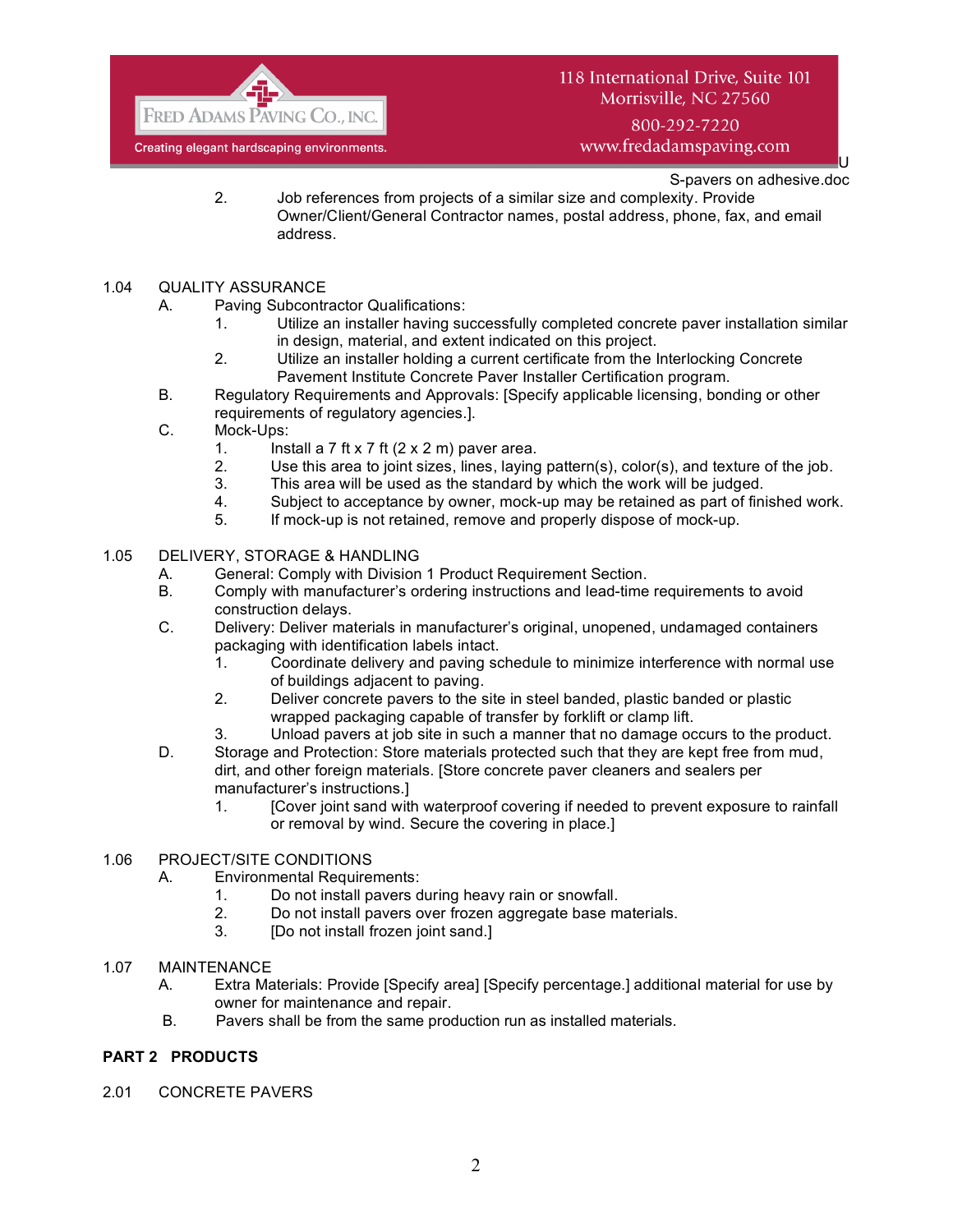2. Job references from projects of a similar size and complexity. Provide Owner/Client/General Contractor names, postal address, phone, fax, and email address.

1.04 QUALITY ASSURANCE

A. Paving Subcontractor Qualifications:
   1. Utilize an installer having successfully completed concrete paver installation similar in design, material, and extent indicated on this project.
   2. Utilize an installer holding a current certificate from the Interlocking Concrete Pavement Institute Concrete Paver Installer Certification program.

B. Regulatory Requirements and Approvals: [Specify applicable licensing, bonding or other requirements of regulatory agencies.].

C. Mock-Ups:
   1. Install a 7 ft x 7 ft (2 x 2 m) paver area.
   2. Use this area to joint sizes, lines, laying pattern(s), color(s), and texture of the job.
   3. This area will be used as the standard by which the work will be judged.
   4. Subject to acceptance by owner, mock-up may be retained as part of finished work.
   5. If mock-up is not retained, remove and properly dispose of mock-up.

1.05 DELIVERY, STORAGE & HANDLING

A. General: Comply with Division 1 Product Requirement Section.

B. Comply with manufacturer's ordering instructions and lead-time requirements to avoid construction delays.

C. Delivery: Deliver materials in manufacturer's original, unopened, undamaged containers packaging with identification labels intact.
   1. Coordinate delivery and paving schedule to minimize interference with normal use of buildings adjacent to paving.
   2. Deliver concrete pavers to the site in steel banded, plastic banded or plastic wrapped packaging capable of transfer by forklift or clamp lift.
   3. Unload pavers at job site in such a manner that no damage occurs to the product.

D. Storage and Protection: Store materials protected such that they are kept free from mud, dirt, and other foreign materials. [Store concrete paver cleaners and sealers per manufacturer's instructions.]
   1. [Cover joint sand with waterproof covering if needed to prevent exposure to rainfall or removal by wind. Secure the covering in place.]

1.06 PROJECT/SITE CONDITIONS

A. Environmental Requirements:
   1. Do not install pavers during heavy rain or snowfall.
   2. Do not install pavers over frozen aggregate base materials.
   3. [Do not install frozen joint sand.]

1.07 MAINTENANCE

A. Extra Materials: Provide [Specify area] [Specify percentage.] additional material for use by owner for maintenance and repair.

B. Pavers shall be from the same production run as installed materials.

## PART 2 PRODUCTS

2.01 CONCRETE PAVERS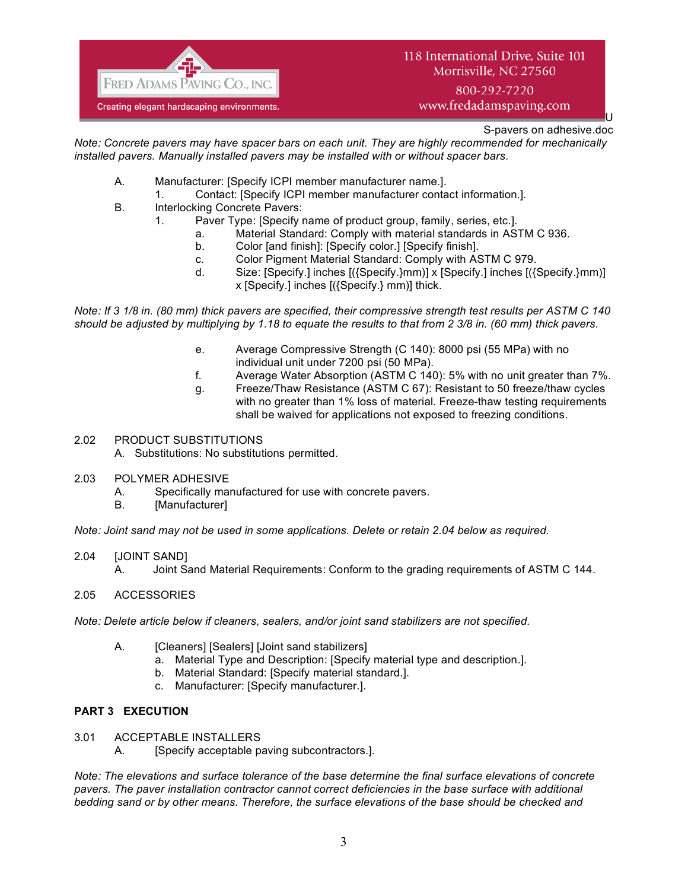Note: Concrete pavers may have spacer bars on each unit. They are highly recommended for mechanically installed pavers. Manually installed pavers may be installed with or without spacer bars.

A. Manufacturer: [Specify ICPI member manufacturer name.].
   1. Contact: [Specify ICPI member manufacturer contact information.].
B. Interlocking Concrete Pavers:
   1. Paver Type: [Specify name of product group, family, series, etc.].
      a. Material Standard: Comply with material standards in ASTM C 936.
      b. Color [and finish]: [Specify color.] [Specify finish].
      c. Color Pigment Material Standard: Comply with ASTM C 979.
      d. Size: [Specify.] inches [({Specify.}mm)] x [Specify.] inches [({Specify.}mm)] x [Specify.] inches [({Specify.} mm)] thick.

*Note: If 3 1/8 in. (80 mm) thick pavers are specified, their compressive strength test results per ASTM C 140 should be adjusted by multiplying by 1.18 to equate the results to that from 2 3/8 in. (60 mm) thick pavers.*

      e. Average Compressive Strength (C 140): 8000 psi (55 MPa) with no individual unit under 7200 psi (50 MPa).
      f. Average Water Absorption (ASTM C 140): 5% with no unit greater than 7%.
      g. Freeze/Thaw Resistance (ASTM C 67): Resistant to 50 freeze/thaw cycles with no greater than 1% loss of material. Freeze-thaw testing requirements shall be waived for applications not exposed to freezing conditions.

2.02 PRODUCT SUBSTITUTIONS
   A. Substitutions: No substitutions permitted.

2.03 POLYMER ADHESIVE
   A. Specifically manufactured for use with concrete pavers.
   B. [Manufacturer]

*Note: Joint sand may not be used in some applications. Delete or retain 2.04 below as required.*

2.04 [JOINT SAND]
   A. Joint Sand Material Requirements: Conform to the grading requirements of ASTM C 144.

2.05 ACCESSORIES

*Note: Delete article below if cleaners, sealers, and/or joint sand stabilizers are not specified.*

   A. [Cleaners] [Sealers] [Joint sand stabilizers]
      a. Material Type and Description: [Specify material type and description.].
      b. Material Standard: [Specify material standard.].
      c. Manufacturer: [Specify manufacturer.].

**PART 3 EXECUTION**

3.01 ACCEPTABLE INSTALLERS
   A. [Specify acceptable paving subcontractors.].

*Note: The elevations and surface tolerance of the base determine the final surface elevations of concrete pavers. The paver installation contractor cannot correct deficiencies in the base surface with additional bedding sand or by other means. Therefore, the surface elevations of the base should be checked and*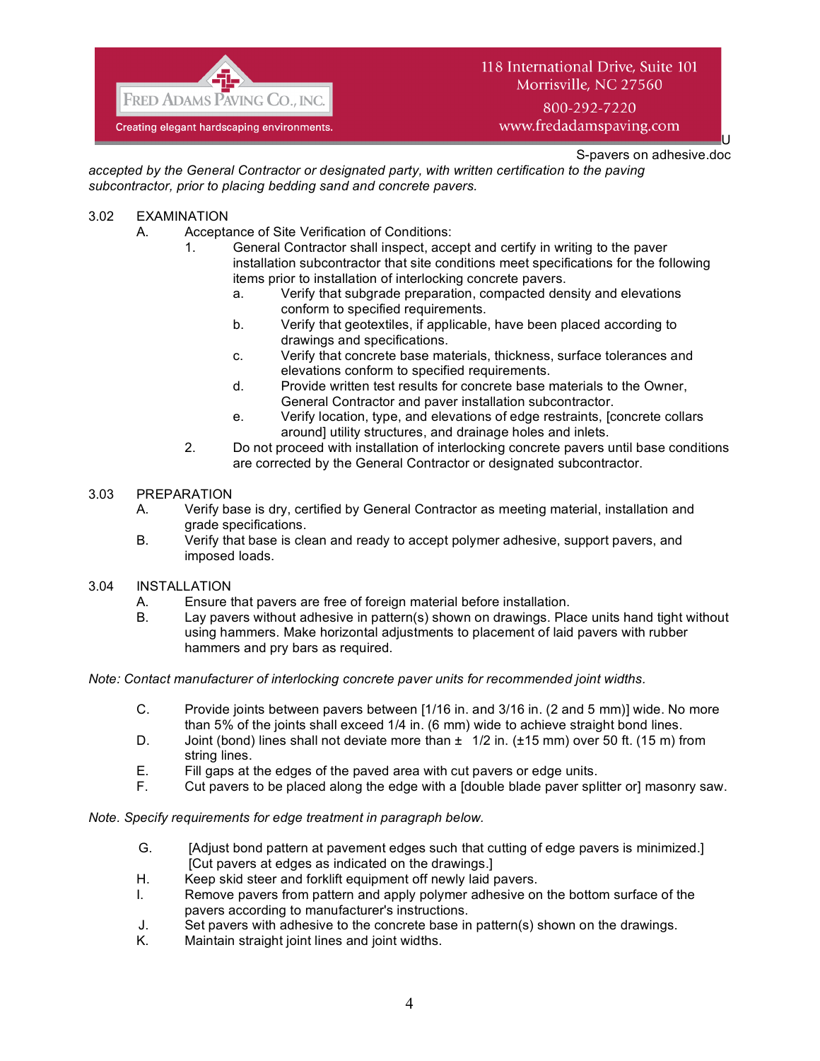*accepted by the General Contractor or designated party, with written certification to the paving subcontractor, prior to placing bedding sand and concrete pavers.*

3.02 EXAMINATION

A. Acceptance of Site Verification of Conditions:

1. General Contractor shall inspect, accept and certify in writing to the paver installation subcontractor that site conditions meet specifications for the following items prior to installation of interlocking concrete pavers.

    a. Verify that subgrade preparation, compacted density and elevations conform to specified requirements.

    b. Verify that geotextiles, if applicable, have been placed according to drawings and specifications.

    c. Verify that concrete base materials, thickness, surface tolerances and elevations conform to specified requirements.

    d. Provide written test results for concrete base materials to the Owner, General Contractor and paver installation subcontractor.

    e. Verify location, type, and elevations of edge restraints, [concrete collars around] utility structures, and drainage holes and inlets.

2. Do not proceed with installation of interlocking concrete pavers until base conditions are corrected by the General Contractor or designated subcontractor.

3.03 PREPARATION

A. Verify base is dry, certified by General Contractor as meeting material, installation and grade specifications.

B. Verify that base is clean and ready to accept polymer adhesive, support pavers, and imposed loads.

3.04 INSTALLATION

A. Ensure that pavers are free of foreign material before installation.

B. Lay pavers without adhesive in pattern(s) shown on drawings. Place units hand tight without using hammers. Make horizontal adjustments to placement of laid pavers with rubber hammers and pry bars as required.

*Note: Contact manufacturer of interlocking concrete paver units for recommended joint widths.*

C. Provide joints between pavers between [1/16 in. and 3/16 in. (2 and 5 mm)] wide. No more than 5% of the joints shall exceed 1/4 in. (6 mm) wide to achieve straight bond lines.

D. Joint (bond) lines shall not deviate more than ± 1/2 in. (±15 mm) over 50 ft. (15 m) from string lines.

E. Fill gaps at the edges of the paved area with cut pavers or edge units.

F. Cut pavers to be placed along the edge with a [double blade paver splitter or] masonry saw.

*Note. Specify requirements for edge treatment in paragraph below.*

G. [Adjust bond pattern at pavement edges such that cutting of edge pavers is minimized.] [Cut pavers at edges as indicated on the drawings.]

H. Keep skid steer and forklift equipment off newly laid pavers.

I. Remove pavers from pattern and apply polymer adhesive on the bottom surface of the pavers according to manufacturer's instructions.

J. Set pavers with adhesive to the concrete base in pattern(s) shown on the drawings.

K. Maintain straight joint lines and joint widths.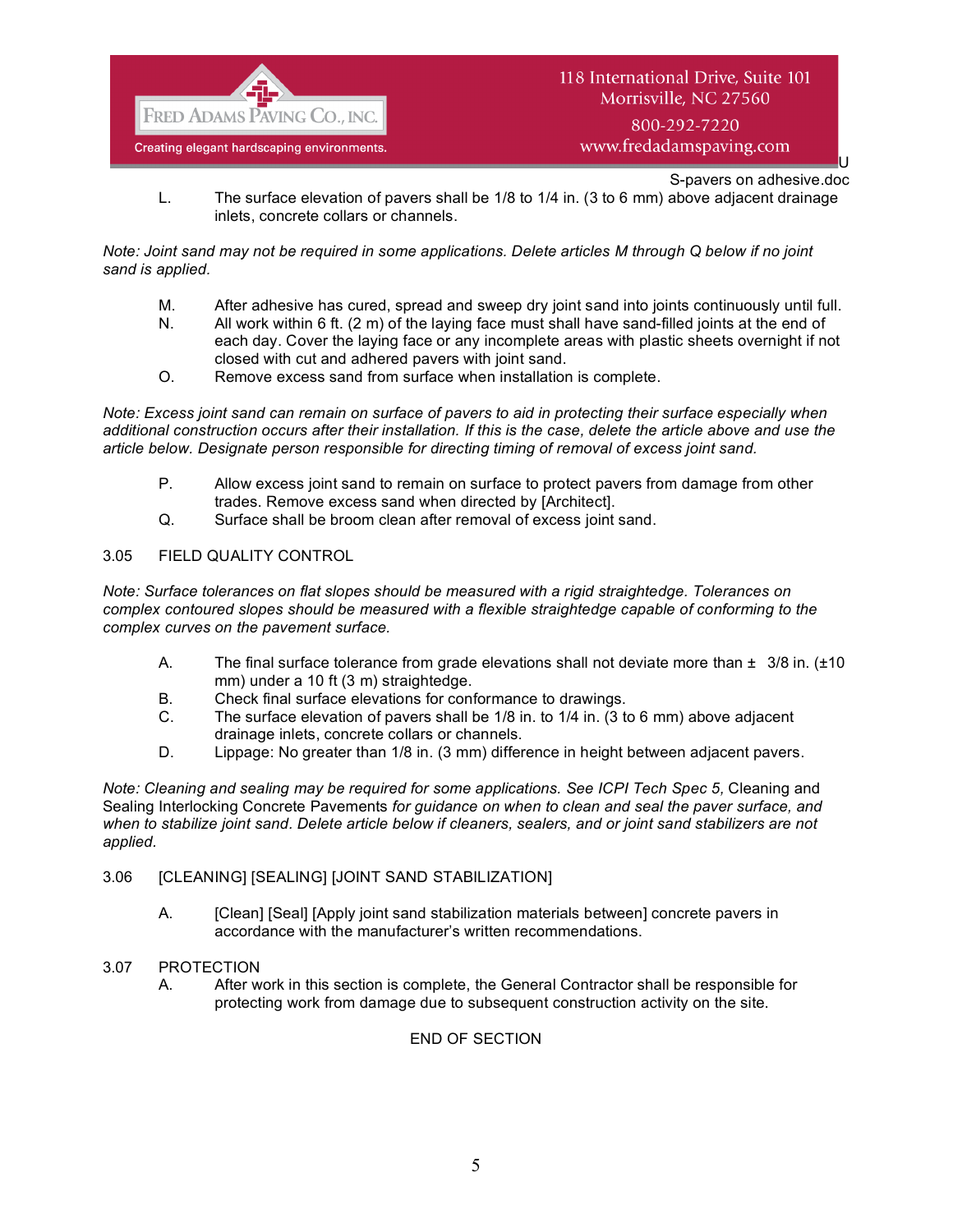L. The surface elevation of pavers shall be 1/8 to 1/4 in. (3 to 6 mm) above adjacent drainage inlets, concrete collars or channels.

*Note: Joint sand may not be required in some applications. Delete articles M through Q below if no joint sand is applied.*

M. After adhesive has cured, spread and sweep dry joint sand into joints continuously until full.

N. All work within 6 ft. (2 m) of the laying face must shall have sand-filled joints at the end of each day. Cover the laying face or any incomplete areas with plastic sheets overnight if not closed with cut and adhered pavers with joint sand.

O. Remove excess sand from surface when installation is complete.

*Note: Excess joint sand can remain on surface of pavers to aid in protecting their surface especially when additional construction occurs after their installation. If this is the case, delete the article above and use the article below. Designate person responsible for directing timing of removal of excess joint sand.*

P. Allow excess joint sand to remain on surface to protect pavers from damage from other trades. Remove excess sand when directed by [Architect].

Q. Surface shall be broom clean after removal of excess joint sand.

3.05 FIELD QUALITY CONTROL

*Note: Surface tolerances on flat slopes should be measured with a rigid straightedge. Tolerances on complex contoured slopes should be measured with a flexible straightedge capable of conforming to the complex curves on the pavement surface.*

A. The final surface tolerance from grade elevations shall not deviate more than ± 3/8 in. (±10 mm) under a 10 ft (3 m) straightedge.

B. Check final surface elevations for conformance to drawings.

C. The surface elevation of pavers shall be 1/8 in. to 1/4 in. (3 to 6 mm) above adjacent drainage inlets, concrete collars or channels.

D. Lippage: No greater than 1/8 in. (3 mm) difference in height between adjacent pavers.

*Note: Cleaning and sealing may be required for some applications. See ICPI Tech Spec 5,* Cleaning and Sealing Interlocking Concrete Pavements *for guidance on when to clean and seal the paver surface, and when to stabilize joint sand. Delete article below if cleaners, sealers, and or joint sand stabilizers are not applied.*

3.06 [CLEANING] [SEALING] [JOINT SAND STABILIZATION]

A. [Clean] [Seal] [Apply joint sand stabilization materials between] concrete pavers in accordance with the manufacturer's written recommendations.

3.07 PROTECTION

A. After work in this section is complete, the General Contractor shall be responsible for protecting work from damage due to subsequent construction activity on the site.

END OF SECTION